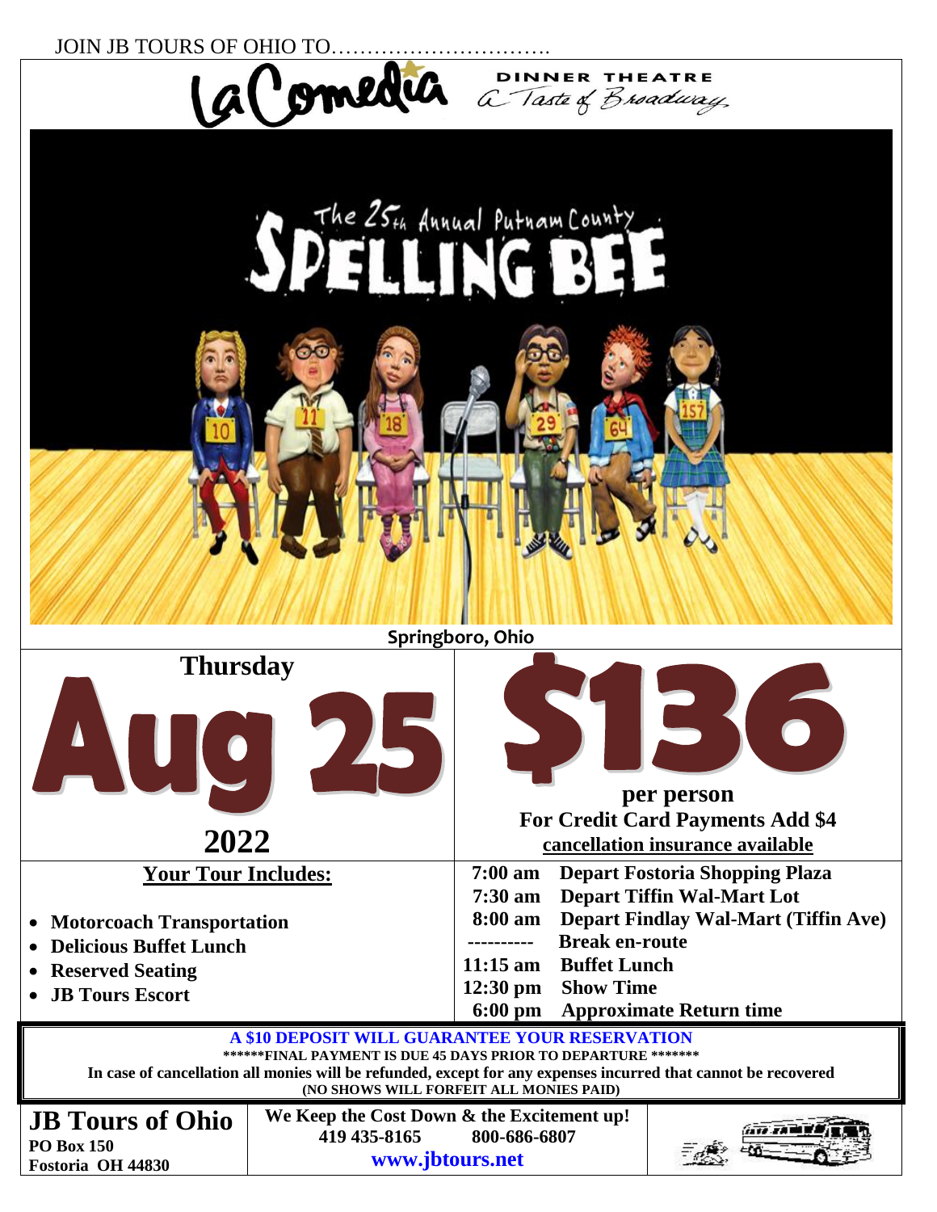JOIN JB TOURS OF OHIO TO………………………….

# La Comedia DINNER THEATRE

*A Taste of Broadway*

## The 25th Annual Putnam County SPELLING BEE

Springboro, Ohio

**Thursday**

# Aug 25

**2022**

# $136

**per person**

**For Credit Card Payments Add $4**

**cancellation insurance available**

**Your Tour Includes:**

- **Motorcoach Transportation**
- **Delicious Buffet Lunch**
- **Reserved Seating**
- **JB Tours Escort**

| | |
|---|---|
| **7:00 am** | **Depart Fostoria Shopping Plaza** |
| **7:30 am** | **Depart Tiffin Wal-Mart Lot** |
| **8:00 am** | **Depart Findlay Wal-Mart (Tiffin Ave)** |
| ---------- | **Break en-route** |
| **11:15 am** | **Buffet Lunch** |
| **12:30 pm** | **Show Time** |
| **6:00 pm** | **Approximate Return time** |

**A $10 DEPOSIT WILL GUARANTEE YOUR RESERVATION**

**\*\*\*\*\*\*FINAL PAYMENT IS DUE 45 DAYS PRIOR TO DEPARTURE \*\*\*\*\*\*\***

**In case of cancellation all monies will be refunded, except for any expenses incurred that cannot be recovered**

**(NO SHOWS WILL FORFEIT ALL MONIES PAID)**

**JB Tours of Ohio**
**PO Box 150**
**Fostoria OH 44830**

**We Keep the Cost Down & the Excitement up!**

**419 435-8165 800-686-6807**

**www.jbtours.net**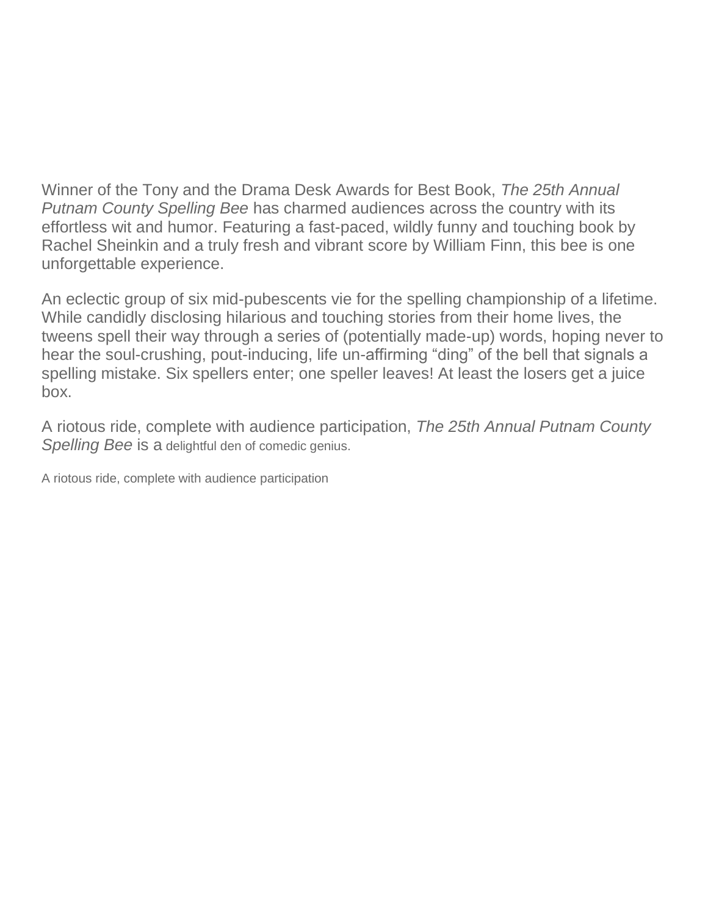Winner of the Tony and the Drama Desk Awards for Best Book, *The 25th Annual Putnam County Spelling Bee* has charmed audiences across the country with its effortless wit and humor. Featuring a fast-paced, wildly funny and touching book by Rachel Sheinkin and a truly fresh and vibrant score by William Finn, this bee is one unforgettable experience.

An eclectic group of six mid-pubescents vie for the spelling championship of a lifetime. While candidly disclosing hilarious and touching stories from their home lives, the tweens spell their way through a series of (potentially made-up) words, hoping never to hear the soul-crushing, pout-inducing, life un-affirming "ding" of the bell that signals a spelling mistake. Six spellers enter; one speller leaves! At least the losers get a juice box.

A riotous ride, complete with audience participation, *The 25th Annual Putnam County Spelling Bee* is a delightful den of comedic genius.

A riotous ride, complete with audience participation